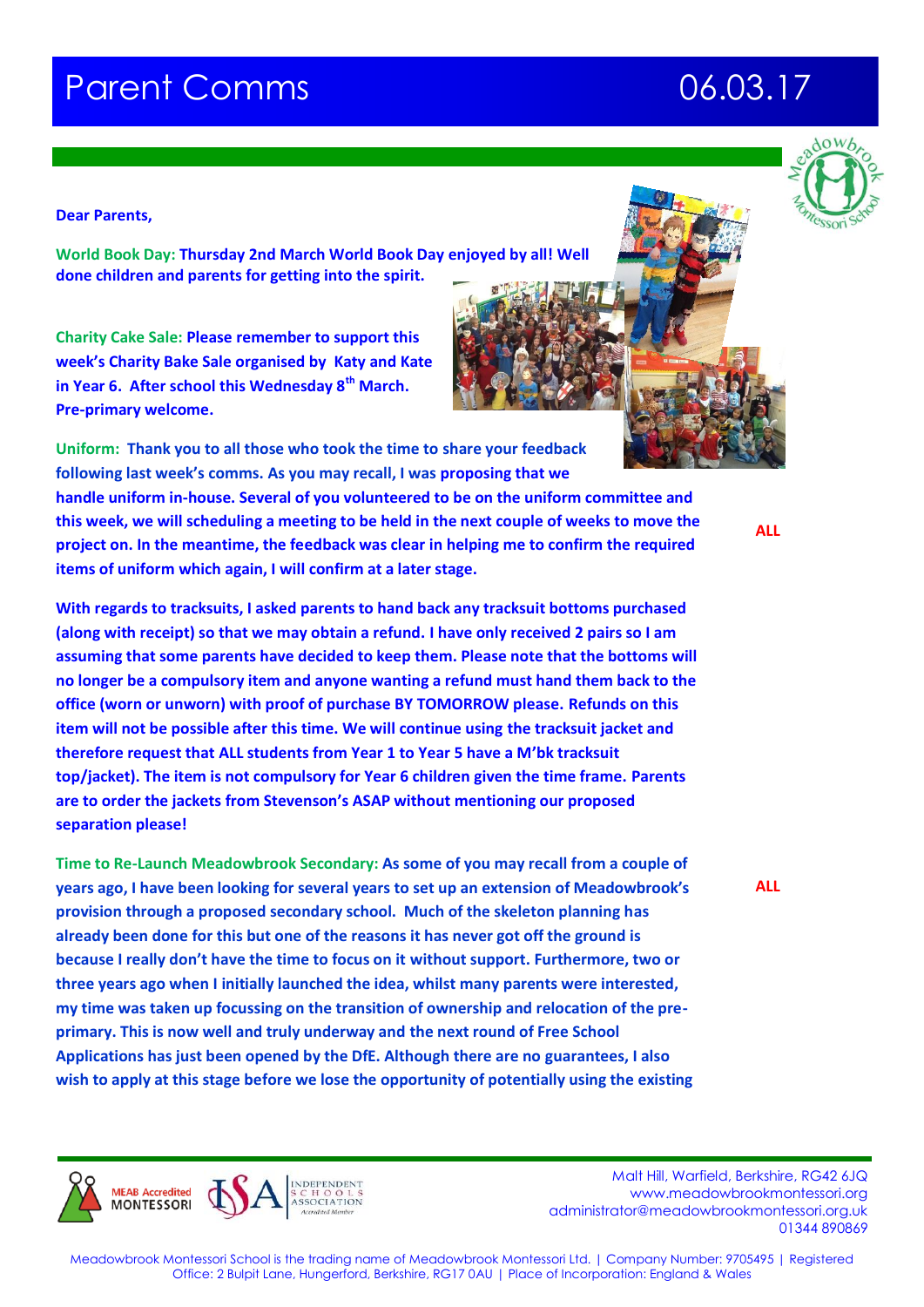# Parent Comms 06.03.17

**Dear Parents,**

**World Book Day: Thursday 2nd March World Book Day enjoyed by all! Well done children and parents for getting into the spirit.**

**Charity Cake Sale: Please remember to support this week's Charity Bake Sale organised by Katy and Kate in Year 6. After school this Wednesday 8th March. Pre-primary welcome.**

**Uniform: Thank you to all those who took the time to share your feedback following last week's comms. As you may recall, I was proposing that we handle uniform in-house. Several of you volunteered to be on the uniform committee and this week, we will scheduling a meeting to be held in the next couple of weeks to move the project on. In the meantime, the feedback was clear in helping me to confirm the required items of uniform which again, I will confirm at a later stage.** **ALL**

**With regards to tracksuits, I asked parents to hand back any tracksuit bottoms purchased (along with receipt) so that we may obtain a refund. I have only received 2 pairs so I am assuming that some parents have decided to keep them. Please note that the bottoms will no longer be a compulsory item and anyone wanting a refund must hand them back to the office (worn or unworn) with proof of purchase BY TOMORROW please. Refunds on this item will not be possible after this time. We will continue using the tracksuit jacket and therefore request that ALL students from Year 1 to Year 5 have a M'bk tracksuit top/jacket). The item is not compulsory for Year 6 children given the time frame. Parents are to order the jackets from Stevenson's ASAP without mentioning our proposed separation please!**

**Time to Re-Launch Meadowbrook Secondary: As some of you may recall from a couple of years ago, I have been looking for several years to set up an extension of Meadowbrook's provision through a proposed secondary school. Much of the skeleton planning has already been done for this but one of the reasons it has never got off the ground is because I really don't have the time to focus on it without support. Furthermore, two or three years ago when I initially launched the idea, whilst many parents were interested, my time was taken up focussing on the transition of ownership and relocation of the pre-primary. This is now well and truly underway and the next round of Free School Applications has just been opened by the DfE. Although there are no guarantees, I also wish to apply at this stage before we lose the opportunity of potentially using the existing** **ALL**

Malt Hill, Warfield, Berkshire, RG42 6JQ
www.meadowbrookmontessori.org
administrator@meadowbrookmontessori.org.uk
01344 890869

Meadowbrook Montessori School is the trading name of Meadowbrook Montessori Ltd. | Company Number: 9705495 | Registered Office: 2 Bulpit Lane, Hungerford, Berkshire, RG17 0AU | Place of Incorporation: England & Wales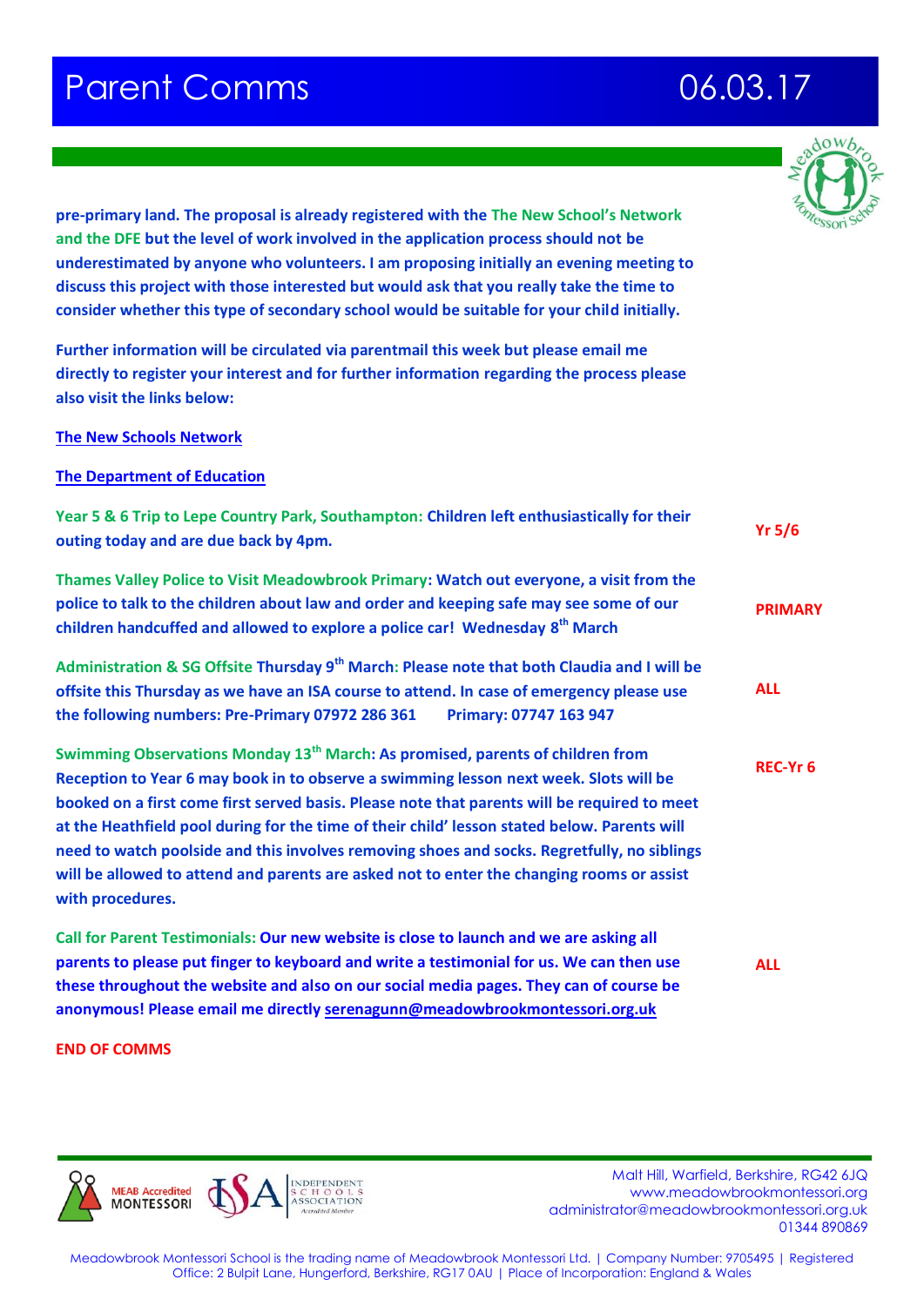pre-primary land. The proposal is already registered with the The New School's Network and the DFE but the level of work involved in the application process should not be underestimated by anyone who volunteers. I am proposing initially an evening meeting to discuss this project with those interested but would ask that you really take the time to consider whether this type of secondary school would be suitable for your child initially.

Further information will be circulated via parentmail this week but please email me directly to register your interest and for further information regarding the process please also visit the links below:

The New Schools Network

The Department of Education

**Year 5 & 6 Trip to Lepe Country Park, Southampton:** Children left enthusiastically for their outing today and are due back by 4pm. — **Yr 5/6**

**Thames Valley Police to Visit Meadowbrook Primary:** Watch out everyone, a visit from the police to talk to the children about law and order and keeping safe may see some of our children handcuffed and allowed to explore a police car! Wednesday 8th March — **PRIMARY**

**Administration & SG Offsite Thursday 9th March:** Please note that both Claudia and I will be offsite this Thursday as we have an ISA course to attend. In case of emergency please use the following numbers: Pre-Primary 07972 286 361 Primary: 07747 163 947 — **ALL**

**Swimming Observations Monday 13th March:** As promised, parents of children from Reception to Year 6 may book in to observe a swimming lesson next week. Slots will be booked on a first come first served basis. Please note that parents will be required to meet at the Heathfield pool during for the time of their child' lesson stated below. Parents will need to watch poolside and this involves removing shoes and socks. Regretfully, no siblings will be allowed to attend and parents are asked not to enter the changing rooms or assist with procedures. — **REC-Yr 6**

**Call for Parent Testimonials:** Our new website is close to launch and we are asking all parents to please put finger to keyboard and write a testimonial for us. We can then use these throughout the website and also on our social media pages. They can of course be anonymous! Please email me directly serenagunn@meadowbrookmontessori.org.uk — **ALL**

**END OF COMMS**